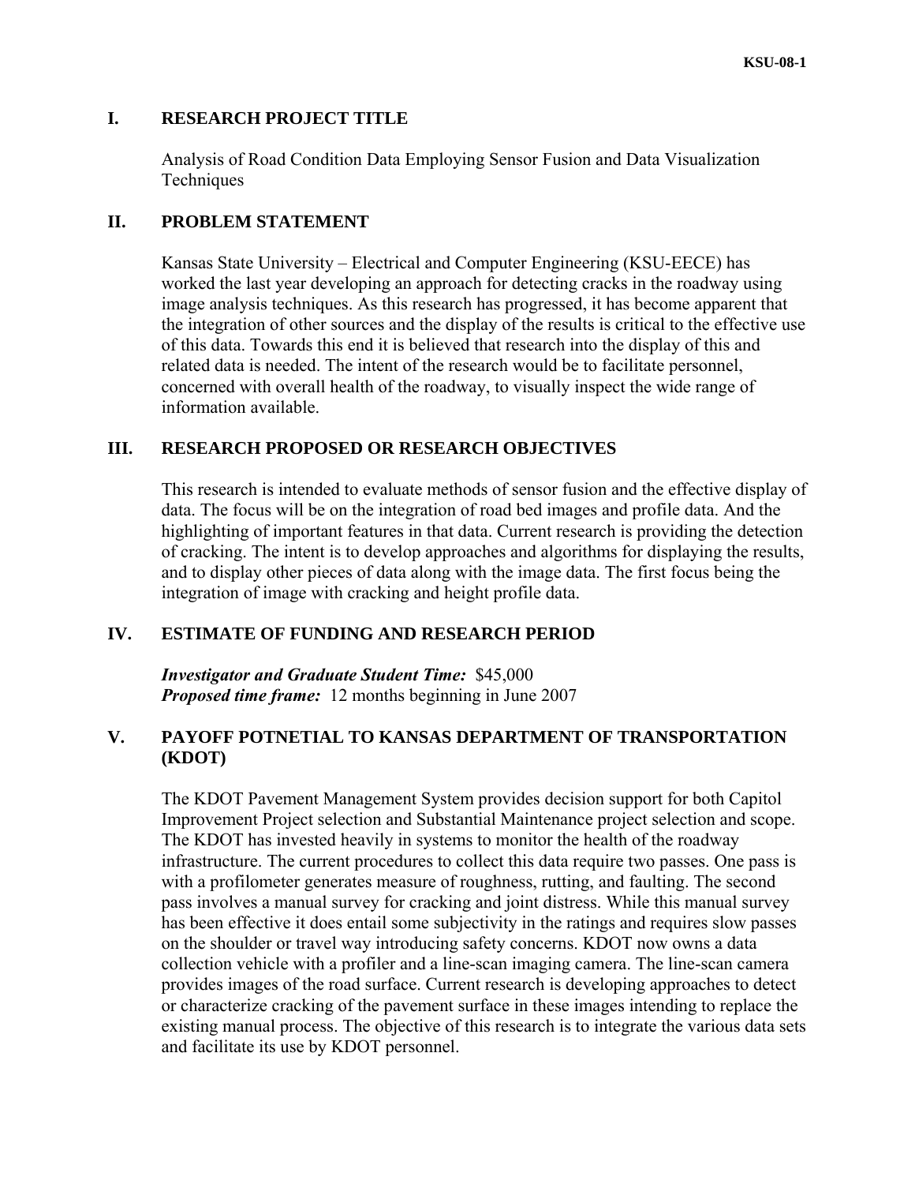## I. RESEARCH PROJECT TITLE

Analysis of Road Condition Data Employing Sensor Fusion and Data Visualization Techniques

## II. PROBLEM STATEMENT

Kansas State University – Electrical and Computer Engineering (KSU-EECE) has worked the last year developing an approach for detecting cracks in the roadway using image analysis techniques. As this research has progressed, it has become apparent that the integration of other sources and the display of the results is critical to the effective use of this data. Towards this end it is believed that research into the display of this and related data is needed. The intent of the research would be to facilitate personnel, concerned with overall health of the roadway, to visually inspect the wide range of information available.

## III. RESEARCH PROPOSED OR RESEARCH OBJECTIVES

This research is intended to evaluate methods of sensor fusion and the effective display of data. The focus will be on the integration of road bed images and profile data. And the highlighting of important features in that data. Current research is providing the detection of cracking. The intent is to develop approaches and algorithms for displaying the results, and to display other pieces of data along with the image data. The first focus being the integration of image with cracking and height profile data.

## IV. ESTIMATE OF FUNDING AND RESEARCH PERIOD

***Investigator and Graduate Student Time:*** $45,000
***Proposed time frame:*** 12 months beginning in June 2007

## V. PAYOFF POTNETIAL TO KANSAS DEPARTMENT OF TRANSPORTATION (KDOT)

The KDOT Pavement Management System provides decision support for both Capitol Improvement Project selection and Substantial Maintenance project selection and scope. The KDOT has invested heavily in systems to monitor the health of the roadway infrastructure. The current procedures to collect this data require two passes. One pass is with a profilometer generates measure of roughness, rutting, and faulting. The second pass involves a manual survey for cracking and joint distress. While this manual survey has been effective it does entail some subjectivity in the ratings and requires slow passes on the shoulder or travel way introducing safety concerns. KDOT now owns a data collection vehicle with a profiler and a line-scan imaging camera. The line-scan camera provides images of the road surface. Current research is developing approaches to detect or characterize cracking of the pavement surface in these images intending to replace the existing manual process. The objective of this research is to integrate the various data sets and facilitate its use by KDOT personnel.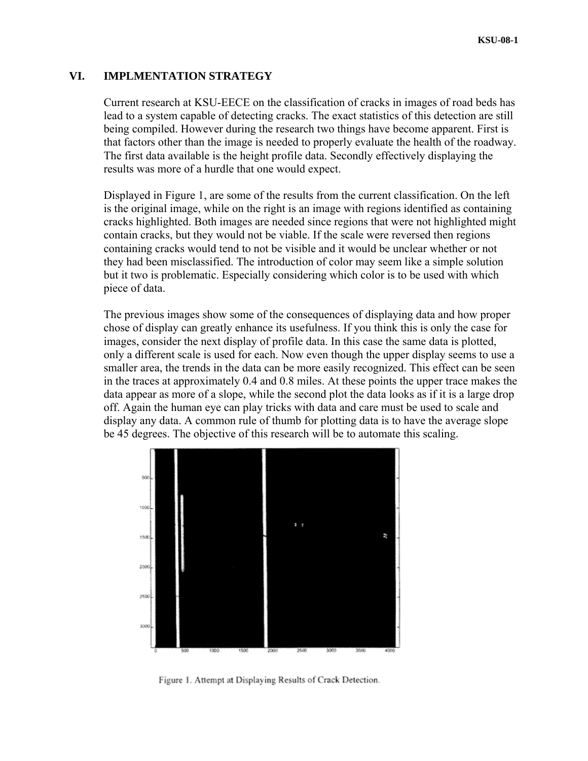## VI. IMPLMENTATION STRATEGY

Current research at KSU-EECE on the classification of cracks in images of road beds has lead to a system capable of detecting cracks. The exact statistics of this detection are still being compiled. However during the research two things have become apparent. First is that factors other than the image is needed to properly evaluate the health of the roadway. The first data available is the height profile data. Secondly effectively displaying the results was more of a hurdle that one would expect.

Displayed in Figure 1, are some of the results from the current classification. On the left is the original image, while on the right is an image with regions identified as containing cracks highlighted. Both images are needed since regions that were not highlighted might contain cracks, but they would not be viable. If the scale were reversed then regions containing cracks would tend to not be visible and it would be unclear whether or not they had been misclassified. The introduction of color may seem like a simple solution but it two is problematic. Especially considering which color is to be used with which piece of data.

The previous images show some of the consequences of displaying data and how proper chose of display can greatly enhance its usefulness. If you think this is only the case for images, consider the next display of profile data. In this case the same data is plotted, only a different scale is used for each. Now even though the upper display seems to use a smaller area, the trends in the data can be more easily recognized. This effect can be seen in the traces at approximately 0.4 and 0.8 miles. At these points the upper trace makes the data appear as more of a slope, while the second plot the data looks as if it is a large drop off. Again the human eye can play tricks with data and care must be used to scale and display any data. A common rule of thumb for plotting data is to have the average slope be 45 degrees. The objective of this research will be to automate this scaling.

Figure 1. Attempt at Displaying Results of Crack Detection.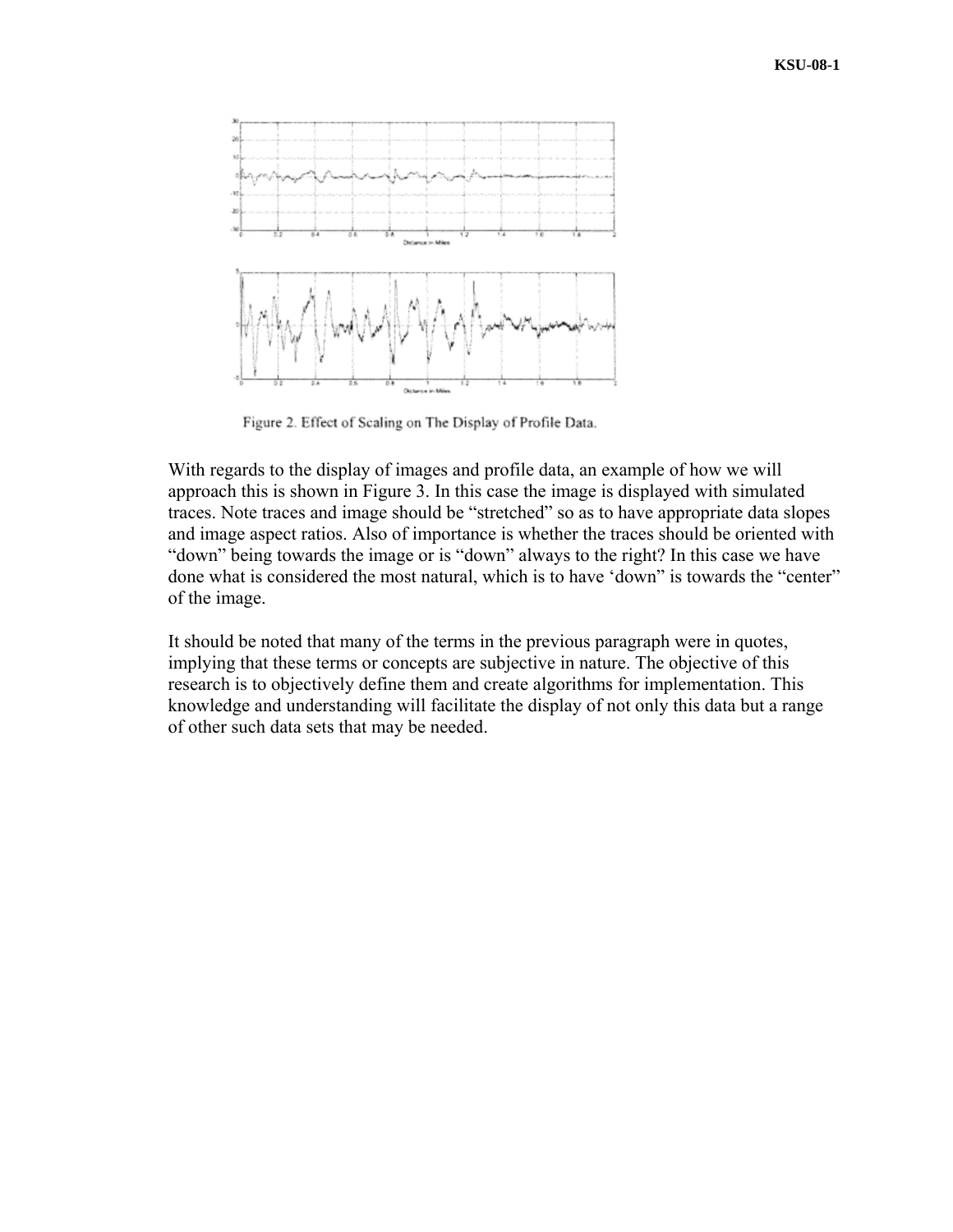Figure 2. Effect of Scaling on The Display of Profile Data.

With regards to the display of images and profile data, an example of how we will approach this is shown in Figure 3. In this case the image is displayed with simulated traces. Note traces and image should be "stretched" so as to have appropriate data slopes and image aspect ratios. Also of importance is whether the traces should be oriented with "down" being towards the image or is "down" always to the right? In this case we have done what is considered the most natural, which is to have 'down" is towards the "center" of the image.

It should be noted that many of the terms in the previous paragraph were in quotes, implying that these terms or concepts are subjective in nature. The objective of this research is to objectively define them and create algorithms for implementation. This knowledge and understanding will facilitate the display of not only this data but a range of other such data sets that may be needed.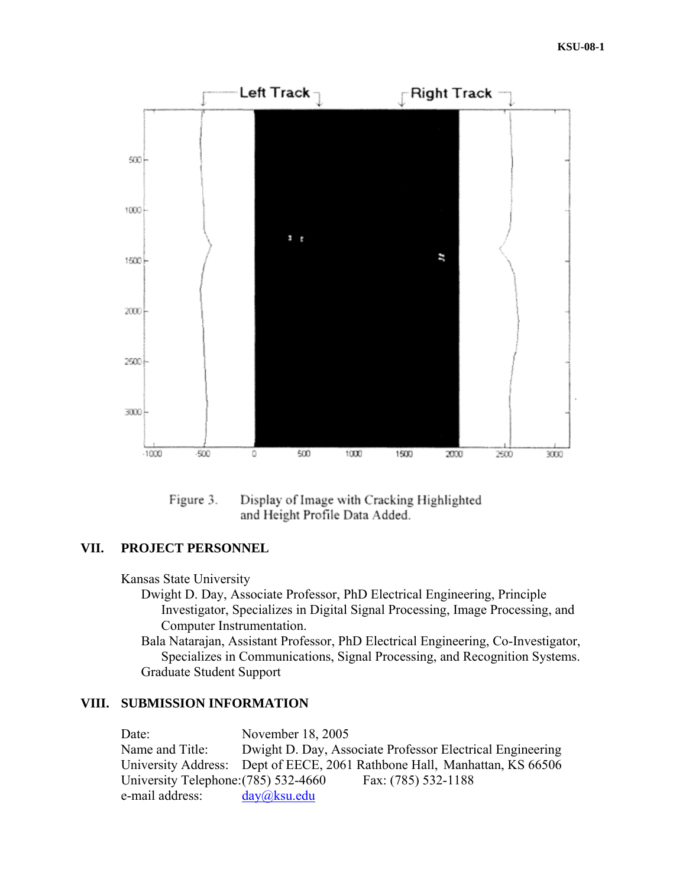Left Track

Right Track

500

1000

1500

2000

2500

3000

-1000 -500 0 500 1000 1500 2000 2500 3000

Figure 3. Display of Image with Cracking Highlighted and Height Profile Data Added.

## VII. PROJECT PERSONNEL

Kansas State University

Dwight D. Day, Associate Professor, PhD Electrical Engineering, Principle Investigator, Specializes in Digital Signal Processing, Image Processing, and Computer Instrumentation.

Bala Natarajan, Assistant Professor, PhD Electrical Engineering, Co-Investigator, Specializes in Communications, Signal Processing, and Recognition Systems.

Graduate Student Support

## VIII. SUBMISSION INFORMATION

Date: November 18, 2005

Name and Title: Dwight D. Day, Associate Professor Electrical Engineering

University Address: Dept of EECE, 2061 Rathbone Hall, Manhattan, KS 66506

University Telephone: (785) 532-4660 Fax: (785) 532-1188

e-mail address: day@ksu.edu